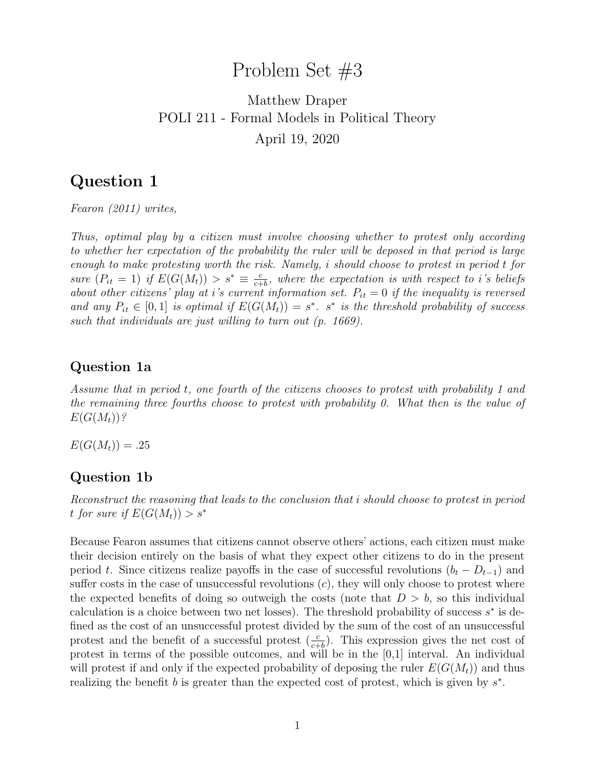# Problem Set #3

Matthew Draper
POLI 211 - Formal Models in Political Theory
April 19, 2020

## Question 1

*Fearon (2011) writes,*

*Thus, optimal play by a citizen must involve choosing whether to protest only according to whether her expectation of the probability the ruler will be deposed in that period is large enough to make protesting worth the risk. Namely, i should choose to protest in period t for sure ($P_{it} = 1$) if $E(G(M_t)) > s^* \equiv \frac{c}{c+b}$, where the expectation is with respect to i's beliefs about other citizens' play at i's current information set. $P_{it} = 0$ if the inequality is reversed and any $P_{it} \in [0, 1]$ is optimal if $E(G(M_t)) = s^*$. $s^*$ is the threshold probability of success such that individuals are just willing to turn out (p. 1669).*

### Question 1a

*Assume that in period t, one fourth of the citizens chooses to protest with probability 1 and the remaining three fourths choose to protest with probability 0. What then is the value of $E(G(M_t))$?*

$E(G(M_t)) = .25$

### Question 1b

*Reconstruct the reasoning that leads to the conclusion that i should choose to protest in period t for sure if $E(G(M_t)) > s^*$*

Because Fearon assumes that citizens cannot observe others' actions, each citizen must make their decision entirely on the basis of what they expect other citizens to do in the present period $t$. Since citizens realize payoffs in the case of successful revolutions ($b_t - D_{t-1}$) and suffer costs in the case of unsuccessful revolutions ($c$), they will only choose to protest where the expected benefits of doing so outweigh the costs (note that $D > b$, so this individual calculation is a choice between two net losses). The threshold probability of success $s^*$ is defined as the cost of an unsuccessful protest divided by the sum of the cost of an unsuccessful protest and the benefit of a successful protest ($\frac{c}{c+b}$). This expression gives the net cost of protest in terms of the possible outcomes, and will be in the [0,1] interval. An individual will protest if and only if the expected probability of deposing the ruler $E(G(M_t))$ and thus realizing the benefit $b$ is greater than the expected cost of protest, which is given by $s^*$.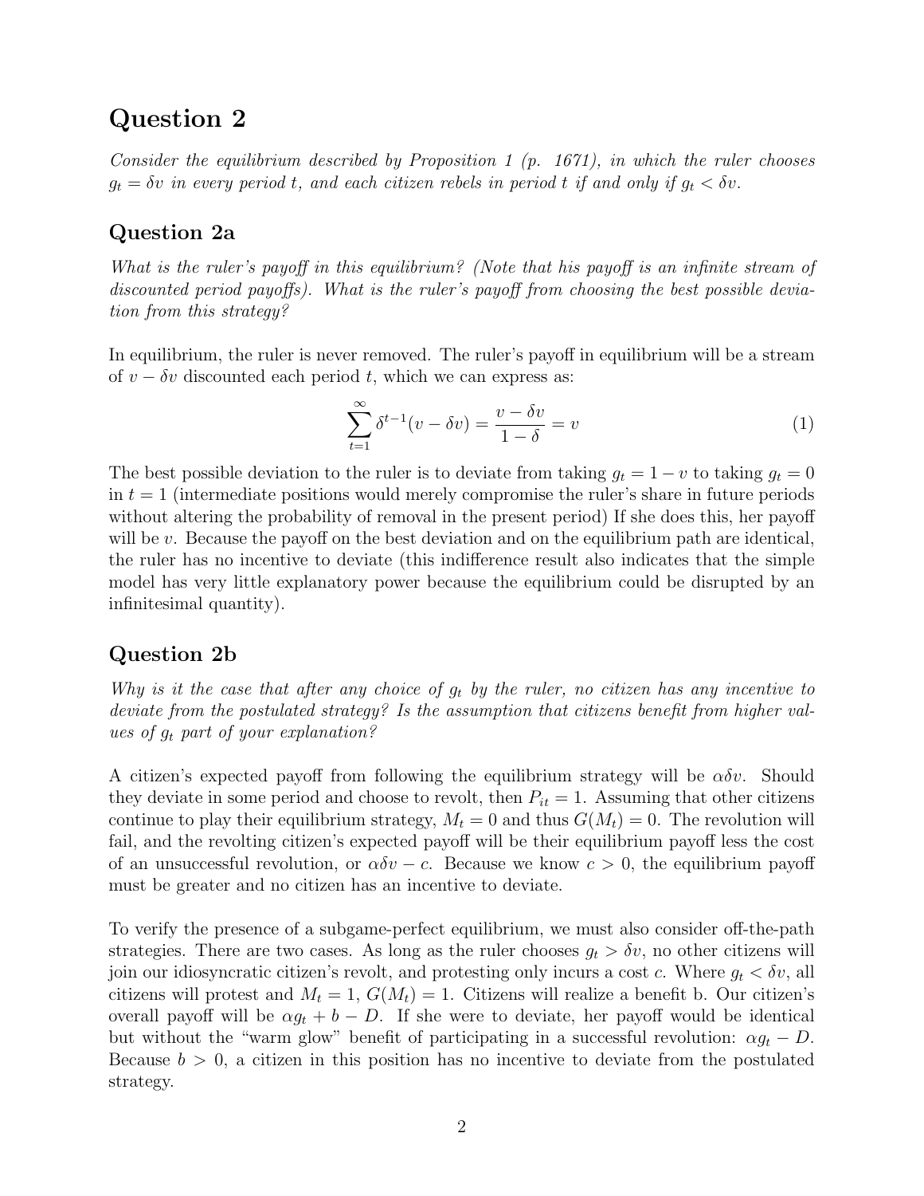# Question 2

*Consider the equilibrium described by Proposition 1 (p. 1671), in which the ruler chooses $g_t = \delta v$ in every period $t$, and each citizen rebels in period $t$ if and only if $g_t < \delta v$.*

## Question 2a

*What is the ruler's payoff in this equilibrium? (Note that his payoff is an infinite stream of discounted period payoffs). What is the ruler's payoff from choosing the best possible deviation from this strategy?*

In equilibrium, the ruler is never removed. The ruler's payoff in equilibrium will be a stream of $v - \delta v$ discounted each period $t$, which we can express as:

$$\sum_{t=1}^{\infty} \delta^{t-1}(v - \delta v) = \frac{v - \delta v}{1 - \delta} = v \tag{1}$$

The best possible deviation to the ruler is to deviate from taking $g_t = 1 - v$ to taking $g_t = 0$ in $t = 1$ (intermediate positions would merely compromise the ruler's share in future periods without altering the probability of removal in the present period) If she does this, her payoff will be $v$. Because the payoff on the best deviation and on the equilibrium path are identical, the ruler has no incentive to deviate (this indifference result also indicates that the simple model has very little explanatory power because the equilibrium could be disrupted by an infinitesimal quantity).

## Question 2b

*Why is it the case that after any choice of $g_t$ by the ruler, no citizen has any incentive to deviate from the postulated strategy? Is the assumption that citizens benefit from higher values of $g_t$ part of your explanation?*

A citizen's expected payoff from following the equilibrium strategy will be $\alpha\delta v$. Should they deviate in some period and choose to revolt, then $P_{it} = 1$. Assuming that other citizens continue to play their equilibrium strategy, $M_t = 0$ and thus $G(M_t) = 0$. The revolution will fail, and the revolting citizen's expected payoff will be their equilibrium payoff less the cost of an unsuccessful revolution, or $\alpha\delta v - c$. Because we know $c > 0$, the equilibrium payoff must be greater and no citizen has an incentive to deviate.

To verify the presence of a subgame-perfect equilibrium, we must also consider off-the-path strategies. There are two cases. As long as the ruler chooses $g_t > \delta v$, no other citizens will join our idiosyncratic citizen's revolt, and protesting only incurs a cost $c$. Where $g_t < \delta v$, all citizens will protest and $M_t = 1$, $G(M_t) = 1$. Citizens will realize a benefit b. Our citizen's overall payoff will be $\alpha g_t + b - D$. If she were to deviate, her payoff would be identical but without the "warm glow" benefit of participating in a successful revolution: $\alpha g_t - D$. Because $b > 0$, a citizen in this position has no incentive to deviate from the postulated strategy.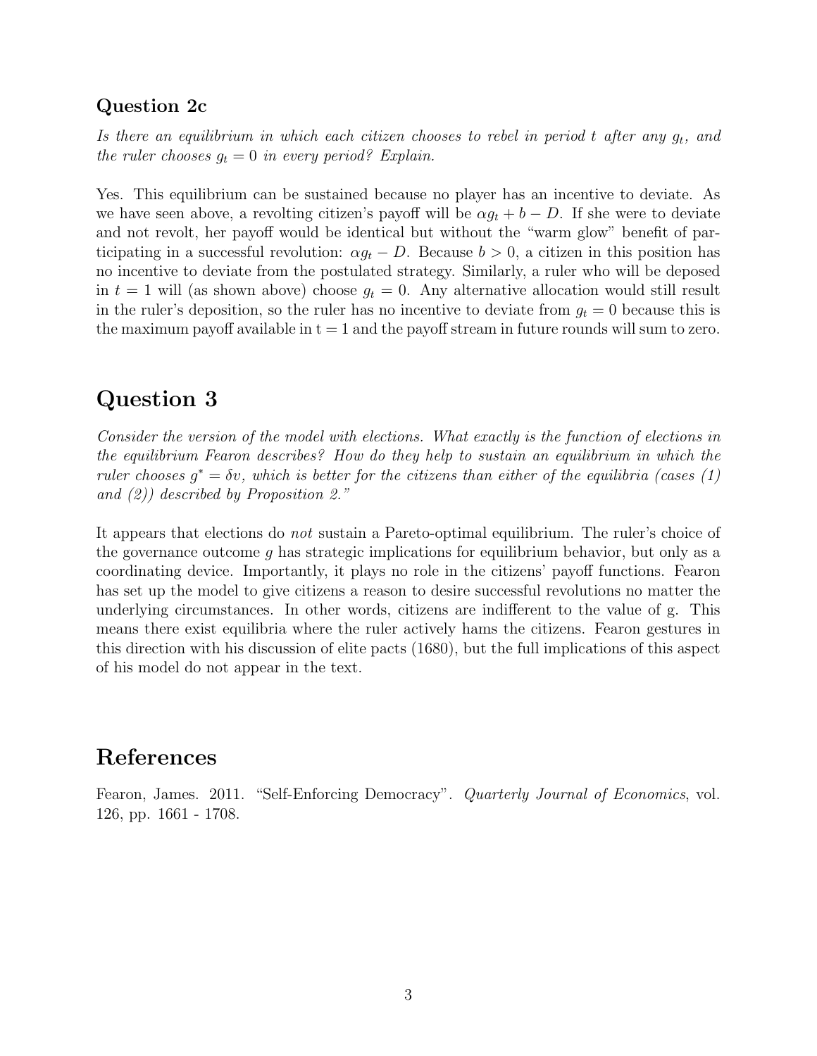### Question 2c

*Is there an equilibrium in which each citizen chooses to rebel in period $t$ after any $g_t$, and the ruler chooses $g_t = 0$ in every period? Explain.*

Yes. This equilibrium can be sustained because no player has an incentive to deviate. As we have seen above, a revolting citizen's payoff will be $\alpha g_t + b - D$. If she were to deviate and not revolt, her payoff would be identical but without the "warm glow" benefit of participating in a successful revolution: $\alpha g_t - D$. Because $b > 0$, a citizen in this position has no incentive to deviate from the postulated strategy. Similarly, a ruler who will be deposed in $t = 1$ will (as shown above) choose $g_t = 0$. Any alternative allocation would still result in the ruler's deposition, so the ruler has no incentive to deviate from $g_t = 0$ because this is the maximum payoff available in t = 1 and the payoff stream in future rounds will sum to zero.

## Question 3

*Consider the version of the model with elections. What exactly is the function of elections in the equilibrium Fearon describes? How do they help to sustain an equilibrium in which the ruler chooses $g^* = \delta v$, which is better for the citizens than either of the equilibria (cases (1) and (2)) described by Proposition 2."*

It appears that elections do *not* sustain a Pareto-optimal equilibrium. The ruler's choice of the governance outcome $g$ has strategic implications for equilibrium behavior, but only as a coordinating device. Importantly, it plays no role in the citizens' payoff functions. Fearon has set up the model to give citizens a reason to desire successful revolutions no matter the underlying circumstances. In other words, citizens are indifferent to the value of g. This means there exist equilibria where the ruler actively hams the citizens. Fearon gestures in this direction with his discussion of elite pacts (1680), but the full implications of this aspect of his model do not appear in the text.

## References

Fearon, James. 2011. "Self-Enforcing Democracy". *Quarterly Journal of Economics*, vol. 126, pp. 1661 - 1708.